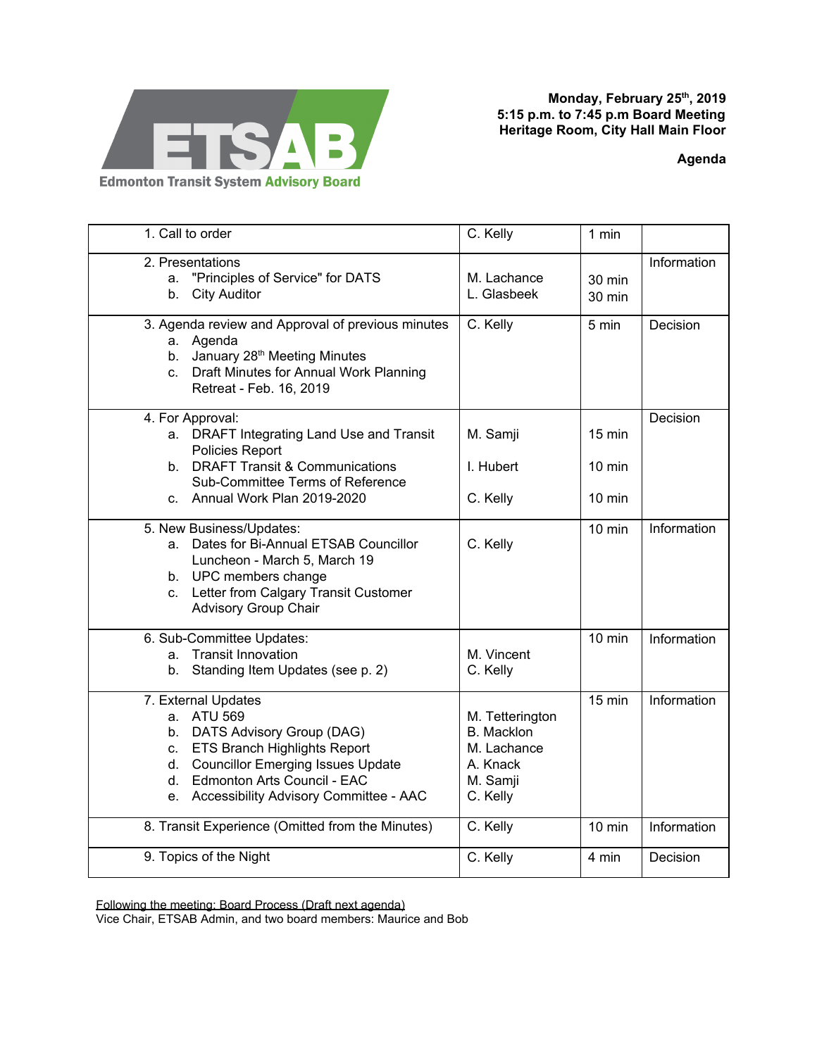**ETSAB**
Edmonton Transit System Advisory Board

**Monday, February 25th, 2019**
**5:15 p.m. to 7:45 p.m Board Meeting**
**Heritage Room, City Hall Main Floor**

**Agenda**

| | | | |
|---|---|---|---|
| 1. Call to order | C. Kelly | 1 min | |
| 2. Presentations<br>a. "Principles of Service" for DATS<br>b. City Auditor | M. Lachance<br>L. Glasbeek | 30 min<br>30 min | Information |
| 3. Agenda review and Approval of previous minutes<br>a. Agenda<br>b. January 28th Meeting Minutes<br>c. Draft Minutes for Annual Work Planning Retreat - Feb. 16, 2019 | C. Kelly | 5 min | Decision |
| 4. For Approval:<br>a. DRAFT Integrating Land Use and Transit Policies Report<br>b. DRAFT Transit & Communications Sub-Committee Terms of Reference<br>c. Annual Work Plan 2019-2020 | M. Samji<br>I. Hubert<br>C. Kelly | 15 min<br>10 min<br>10 min | Decision |
| 5. New Business/Updates:<br>a. Dates for Bi-Annual ETSAB Councillor Luncheon - March 5, March 19<br>b. UPC members change<br>c. Letter from Calgary Transit Customer Advisory Group Chair | C. Kelly | 10 min | Information |
| 6. Sub-Committee Updates:<br>a. Transit Innovation<br>b. Standing Item Updates (see p. 2) | M. Vincent<br>C. Kelly | 10 min | Information |
| 7. External Updates<br>a. ATU 569<br>b. DATS Advisory Group (DAG)<br>c. ETS Branch Highlights Report<br>d. Councillor Emerging Issues Update<br>d. Edmonton Arts Council - EAC<br>e. Accessibility Advisory Committee - AAC | M. Tetterington<br>B. Macklon<br>M. Lachance<br>A. Knack<br>M. Samji<br>C. Kelly | 15 min | Information |
| 8. Transit Experience (Omitted from the Minutes) | C. Kelly | 10 min | Information |
| 9. Topics of the Night | C. Kelly | 4 min | Decision |

Following the meeting: Board Process (Draft next agenda)
Vice Chair, ETSAB Admin, and two board members: Maurice and Bob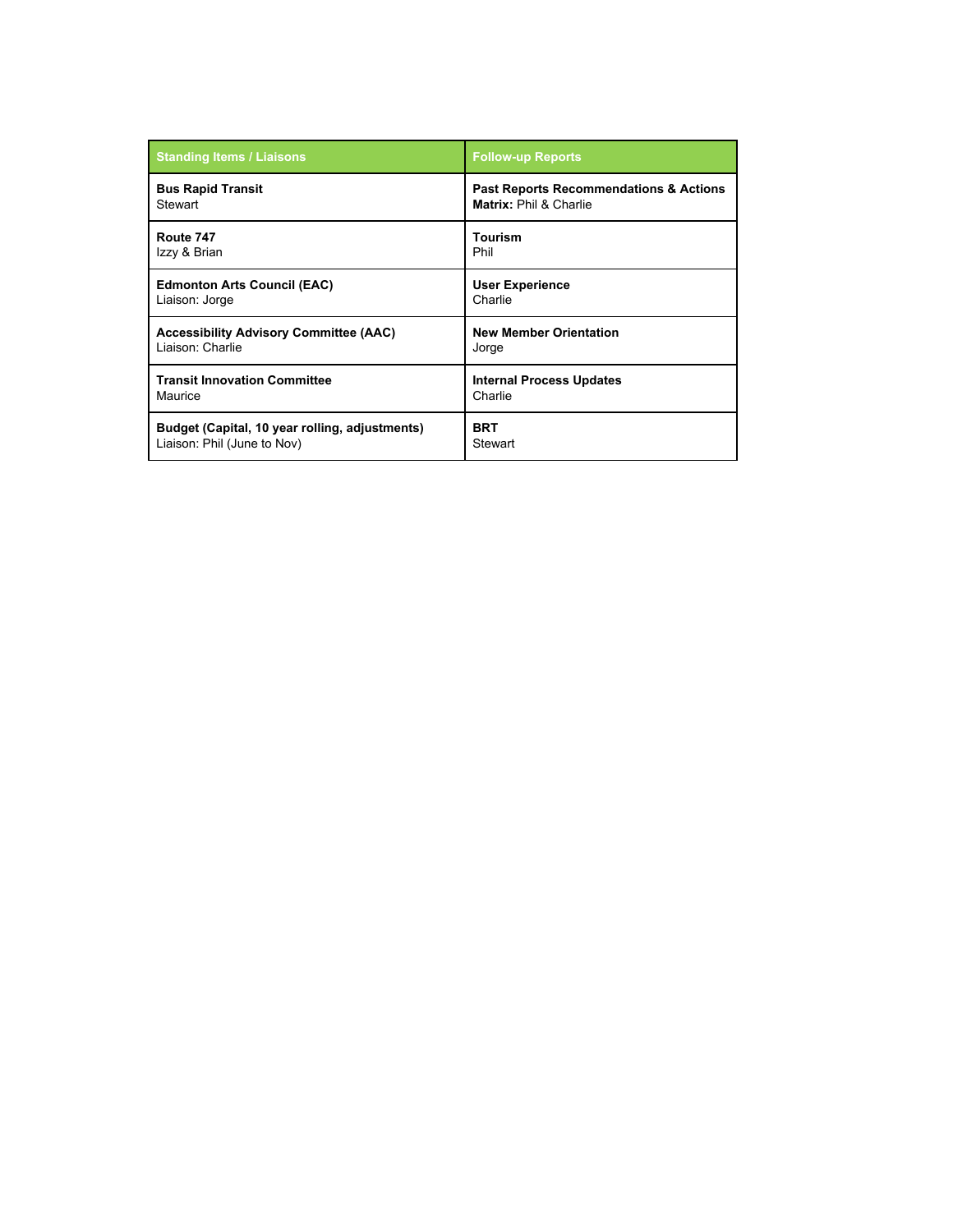| Standing Items / Liaisons | Follow-up Reports |
| --- | --- |
| **Bus Rapid Transit** Stewart | **Past Reports Recommendations & Actions Matrix:** Phil & Charlie |
| **Route 747** Izzy & Brian | **Tourism** Phil |
| **Edmonton Arts Council (EAC)** Liaison: Jorge | **User Experience** Charlie |
| **Accessibility Advisory Committee (AAC)** Liaison: Charlie | **New Member Orientation** Jorge |
| **Transit Innovation Committee** Maurice | **Internal Process Updates** Charlie |
| **Budget (Capital, 10 year rolling, adjustments)** Liaison: Phil (June to Nov) | **BRT** Stewart |